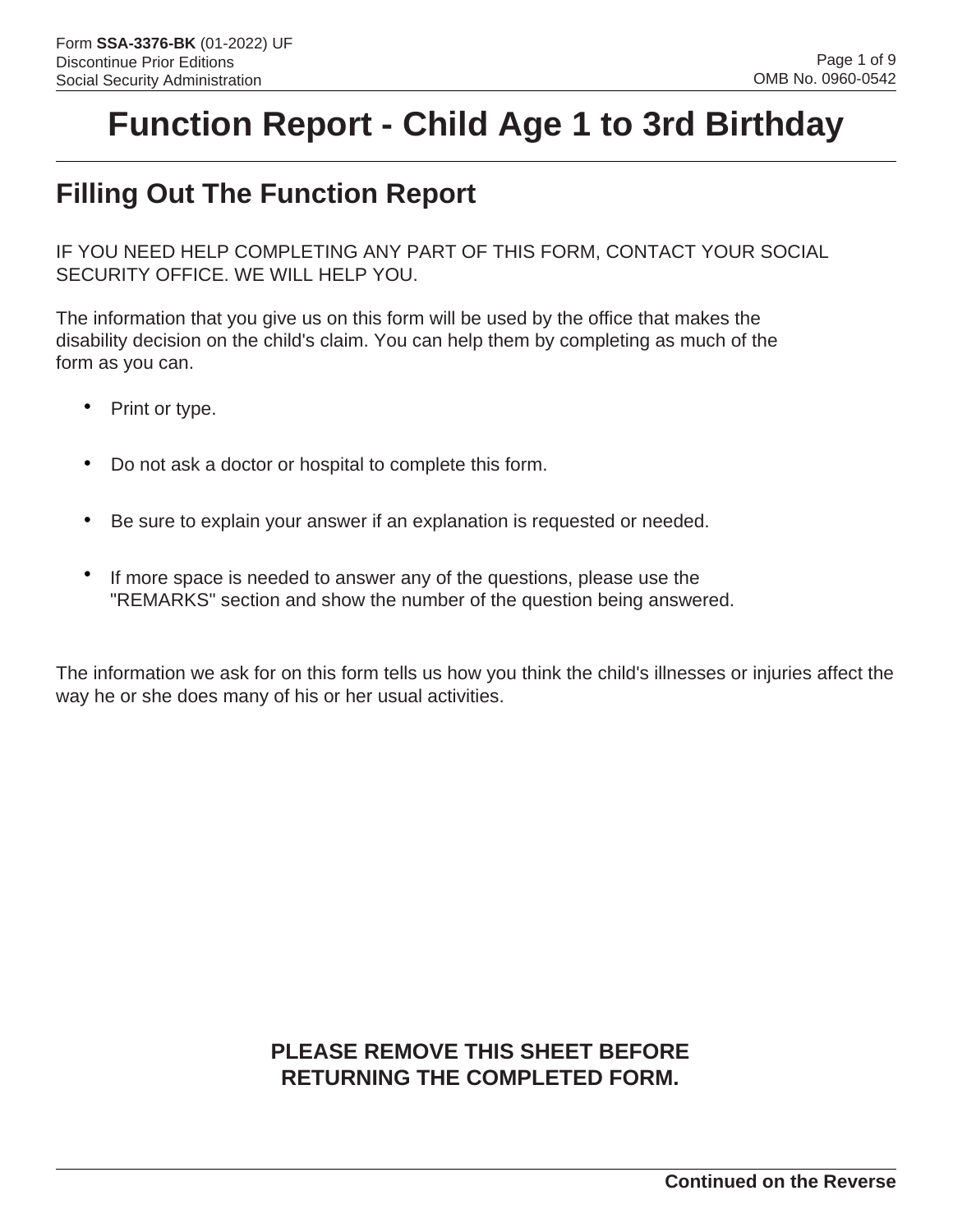Form **SSA-3376-BK** (01-2022) UF
Discontinue Prior Editions
Social Security Administration

OMB No. 0960-0542

# Function Report - Child Age 1 to 3rd Birthday

## Filling Out The Function Report

IF YOU NEED HELP COMPLETING ANY PART OF THIS FORM, CONTACT YOUR SOCIAL SECURITY OFFICE. WE WILL HELP YOU.

The information that you give us on this form will be used by the office that makes the disability decision on the child's claim. You can help them by completing as much of the form as you can.

- Print or type.
- Do not ask a doctor or hospital to complete this form.
- Be sure to explain your answer if an explanation is requested or needed.
- If more space is needed to answer any of the questions, please use the "REMARKS" section and show the number of the question being answered.

The information we ask for on this form tells us how you think the child's illnesses or injuries affect the way he or she does many of his or her usual activities.

**PLEASE REMOVE THIS SHEET BEFORE RETURNING THE COMPLETED FORM.**

**Continued on the Reverse**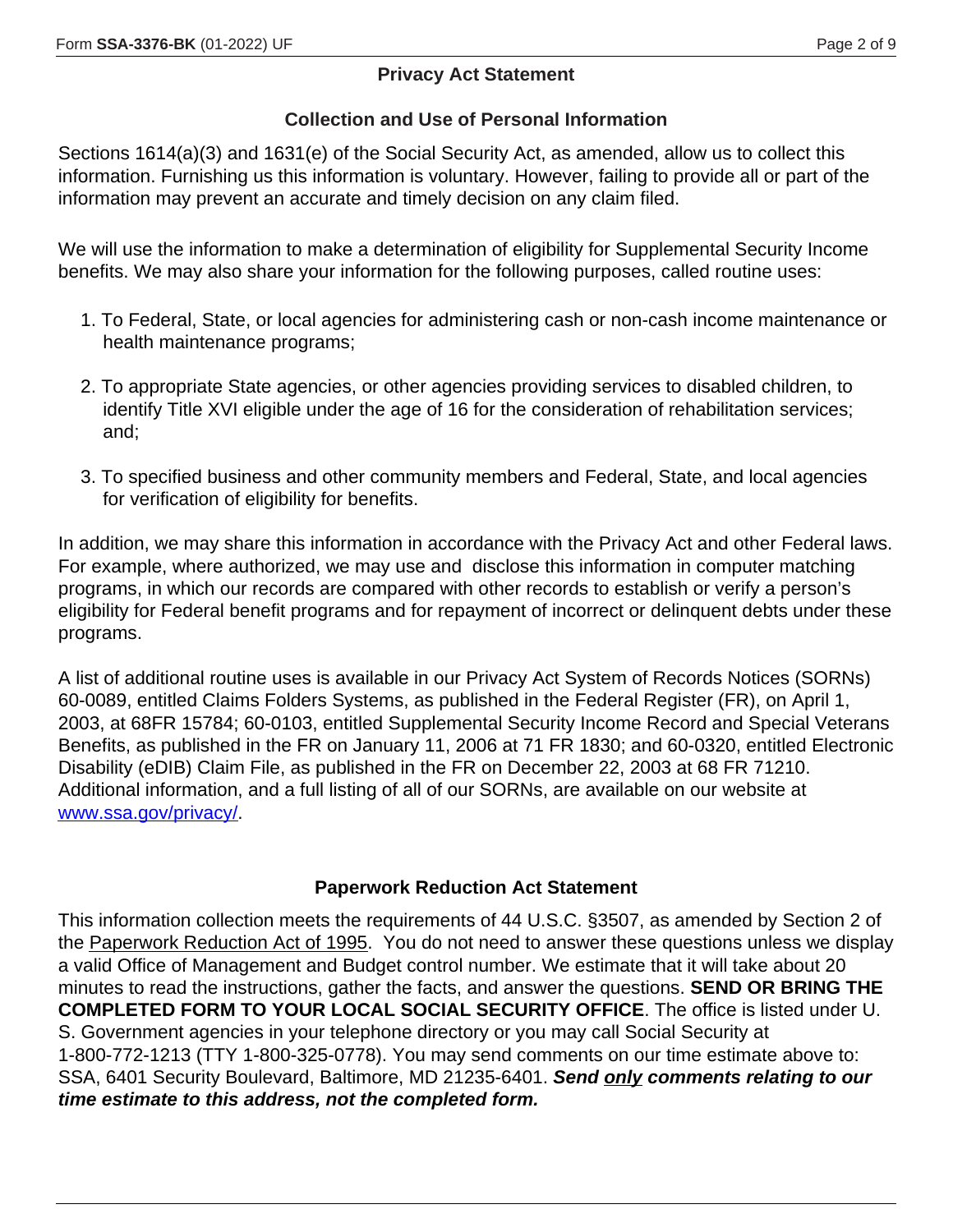## Privacy Act Statement

### Collection and Use of Personal Information

Sections 1614(a)(3) and 1631(e) of the Social Security Act, as amended, allow us to collect this information. Furnishing us this information is voluntary. However, failing to provide all or part of the information may prevent an accurate and timely decision on any claim filed.

We will use the information to make a determination of eligibility for Supplemental Security Income benefits. We may also share your information for the following purposes, called routine uses:

1. To Federal, State, or local agencies for administering cash or non-cash income maintenance or health maintenance programs;
2. To appropriate State agencies, or other agencies providing services to disabled children, to identify Title XVI eligible under the age of 16 for the consideration of rehabilitation services; and;
3. To specified business and other community members and Federal, State, and local agencies for verification of eligibility for benefits.

In addition, we may share this information in accordance with the Privacy Act and other Federal laws. For example, where authorized, we may use and disclose this information in computer matching programs, in which our records are compared with other records to establish or verify a person's eligibility for Federal benefit programs and for repayment of incorrect or delinquent debts under these programs.

A list of additional routine uses is available in our Privacy Act System of Records Notices (SORNs) 60-0089, entitled Claims Folders Systems, as published in the Federal Register (FR), on April 1, 2003, at 68FR 15784; 60-0103, entitled Supplemental Security Income Record and Special Veterans Benefits, as published in the FR on January 11, 2006 at 71 FR 1830; and 60-0320, entitled Electronic Disability (eDIB) Claim File, as published in the FR on December 22, 2003 at 68 FR 71210. Additional information, and a full listing of all of our SORNs, are available on our website at [www.ssa.gov/privacy/](www.ssa.gov/privacy/).

## Paperwork Reduction Act Statement

This information collection meets the requirements of 44 U.S.C. §3507, as amended by Section 2 of the Paperwork Reduction Act of 1995. You do not need to answer these questions unless we display a valid Office of Management and Budget control number. We estimate that it will take about 20 minutes to read the instructions, gather the facts, and answer the questions. **SEND OR BRING THE COMPLETED FORM TO YOUR LOCAL SOCIAL SECURITY OFFICE**. The office is listed under U. S. Government agencies in your telephone directory or you may call Social Security at 1-800-772-1213 (TTY 1-800-325-0778). You may send comments on our time estimate above to: SSA, 6401 Security Boulevard, Baltimore, MD 21235-6401. ***Send only comments relating to our time estimate to this address, not the completed form.***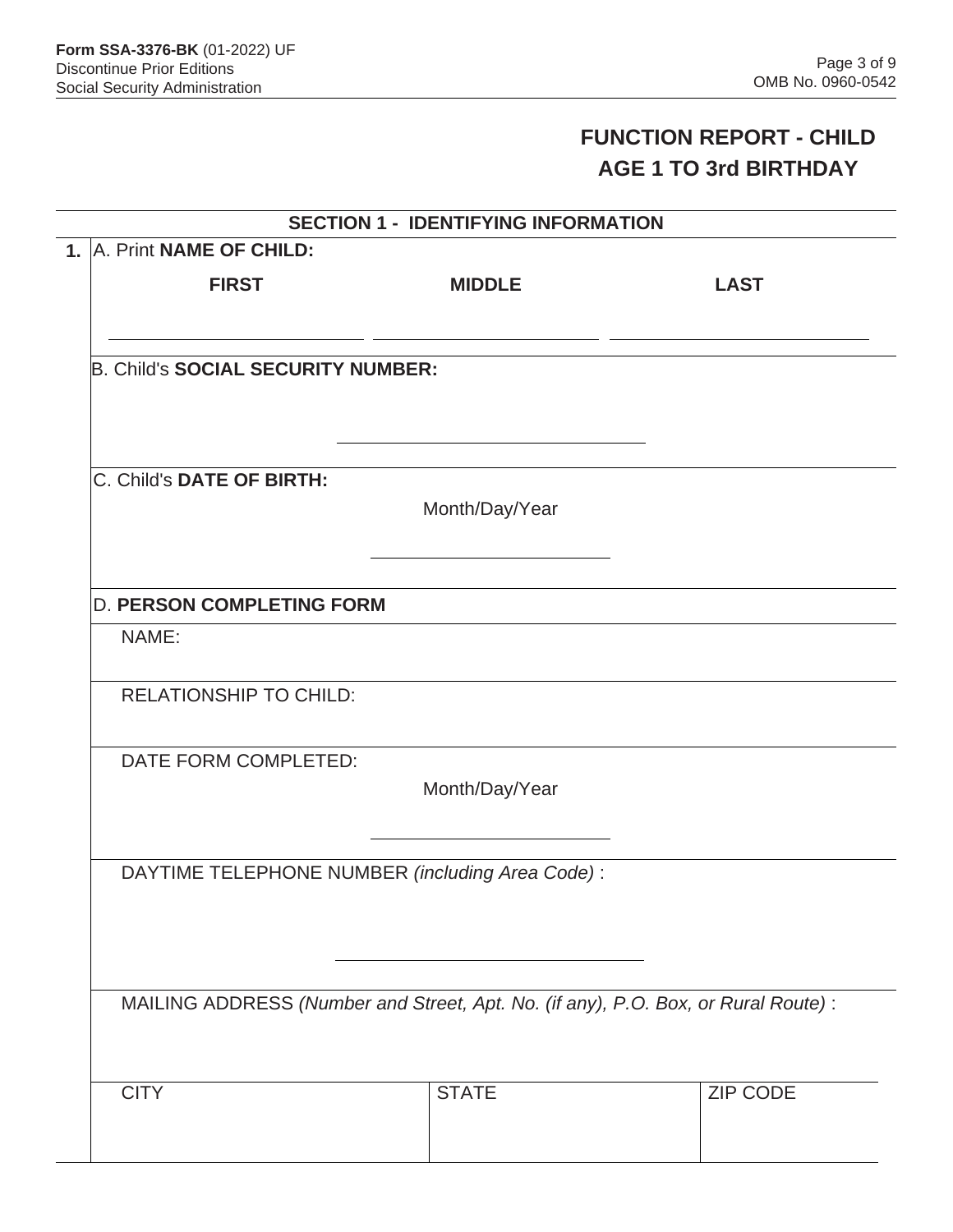Form SSA-3376-BK (01-2022) UF
Discontinue Prior Editions
Social Security Administration

OMB No. 0960-0542

# FUNCTION REPORT - CHILD
# AGE 1 TO 3rd BIRTHDAY

## SECTION 1 - IDENTIFYING INFORMATION

**1.** A. Print **NAME OF CHILD:**

| **FIRST** | **MIDDLE** | **LAST** |
| --- | --- | --- |
| | | |

B. Child's **SOCIAL SECURITY NUMBER:**

C. Child's **DATE OF BIRTH:**

Month/Day/Year

D. **PERSON COMPLETING FORM**

NAME:

RELATIONSHIP TO CHILD:

DATE FORM COMPLETED:

Month/Day/Year

DAYTIME TELEPHONE NUMBER *(including Area Code)* :

MAILING ADDRESS *(Number and Street, Apt. No. (if any), P.O. Box, or Rural Route)* :

| CITY | STATE | ZIP CODE |
| --- | --- | --- |
| | | |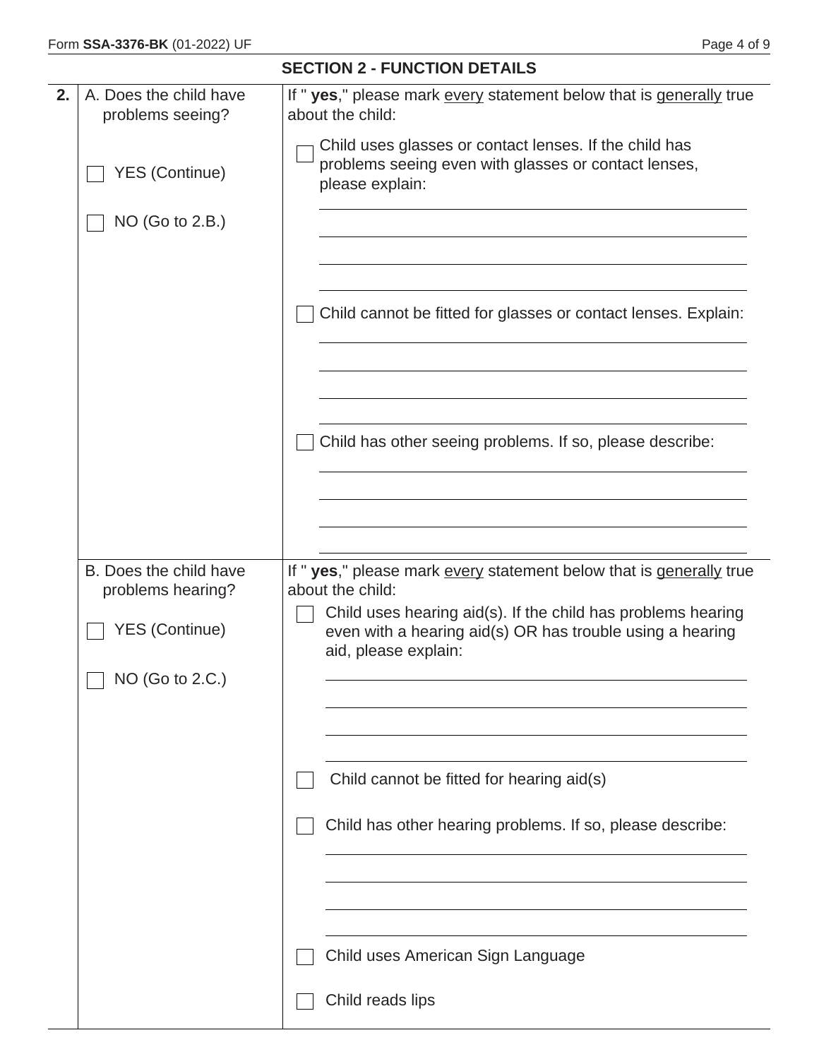## SECTION 2 - FUNCTION DETAILS

**2.** A. Does the child have problems seeing?

☐ YES (Continue)

☐ NO (Go to 2.B.)

If "**yes**," please mark every statement below that is generally true about the child:

☐ Child uses glasses or contact lenses. If the child has problems seeing even with glasses or contact lenses, please explain:

______________________________

______________________________

______________________________

______________________________

☐ Child cannot be fitted for glasses or contact lenses. Explain:

______________________________

______________________________

______________________________

______________________________

☐ Child has other seeing problems. If so, please describe:

______________________________

______________________________

______________________________

______________________________

B. Does the child have problems hearing?

☐ YES (Continue)

☐ NO (Go to 2.C.)

If "**yes**," please mark every statement below that is generally true about the child:

☐ Child uses hearing aid(s). If the child has problems hearing even with a hearing aid(s) OR has trouble using a hearing aid, please explain:

______________________________

______________________________

______________________________

______________________________

☐ Child cannot be fitted for hearing aid(s)

☐ Child has other hearing problems. If so, please describe:

______________________________

______________________________

______________________________

______________________________

☐ Child uses American Sign Language

☐ Child reads lips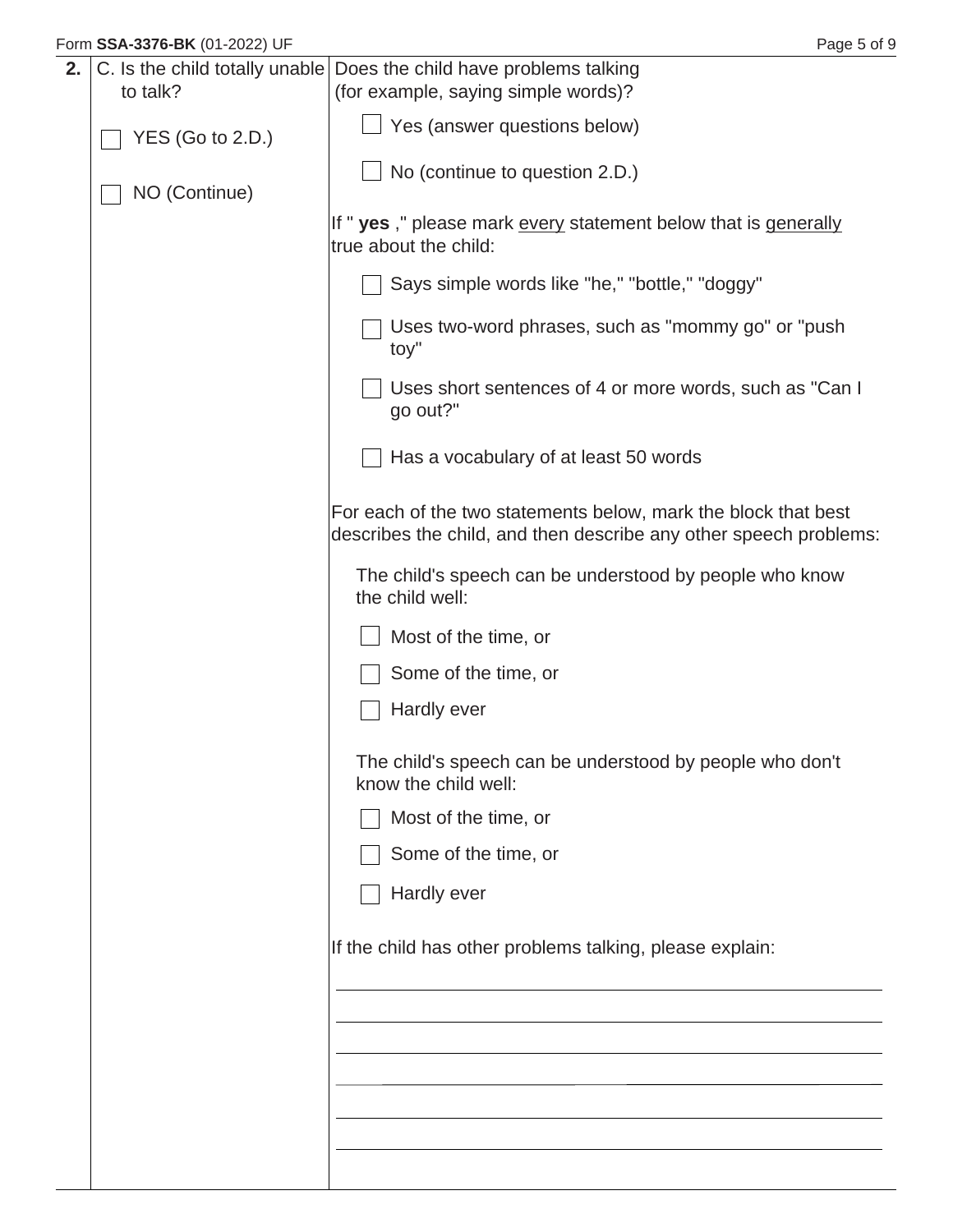| 2. | C. Is the child totally unable to talk? | Does the child have problems talking (for example, saying simple words)? |
|---|---|---|
| | ☐ YES (Go to 2.D.) | ☐ Yes (answer questions below) |
| | ☐ NO (Continue) | ☐ No (continue to question 2.D.) |

If "**yes**," please mark every statement below that is generally true about the child:

- ☐ Says simple words like "he," "bottle," "doggy"
- ☐ Uses two-word phrases, such as "mommy go" or "push toy"
- ☐ Uses short sentences of 4 or more words, such as "Can I go out?"
- ☐ Has a vocabulary of at least 50 words

For each of the two statements below, mark the block that best describes the child, and then describe any other speech problems:

The child's speech can be understood by people who know the child well:

- ☐ Most of the time, or
- ☐ Some of the time, or
- ☐ Hardly ever

The child's speech can be understood by people who don't know the child well:

- ☐ Most of the time, or
- ☐ Some of the time, or
- ☐ Hardly ever

If the child has other problems talking, please explain:

______________________________________________

______________________________________________

______________________________________________

______________________________________________

______________________________________________

______________________________________________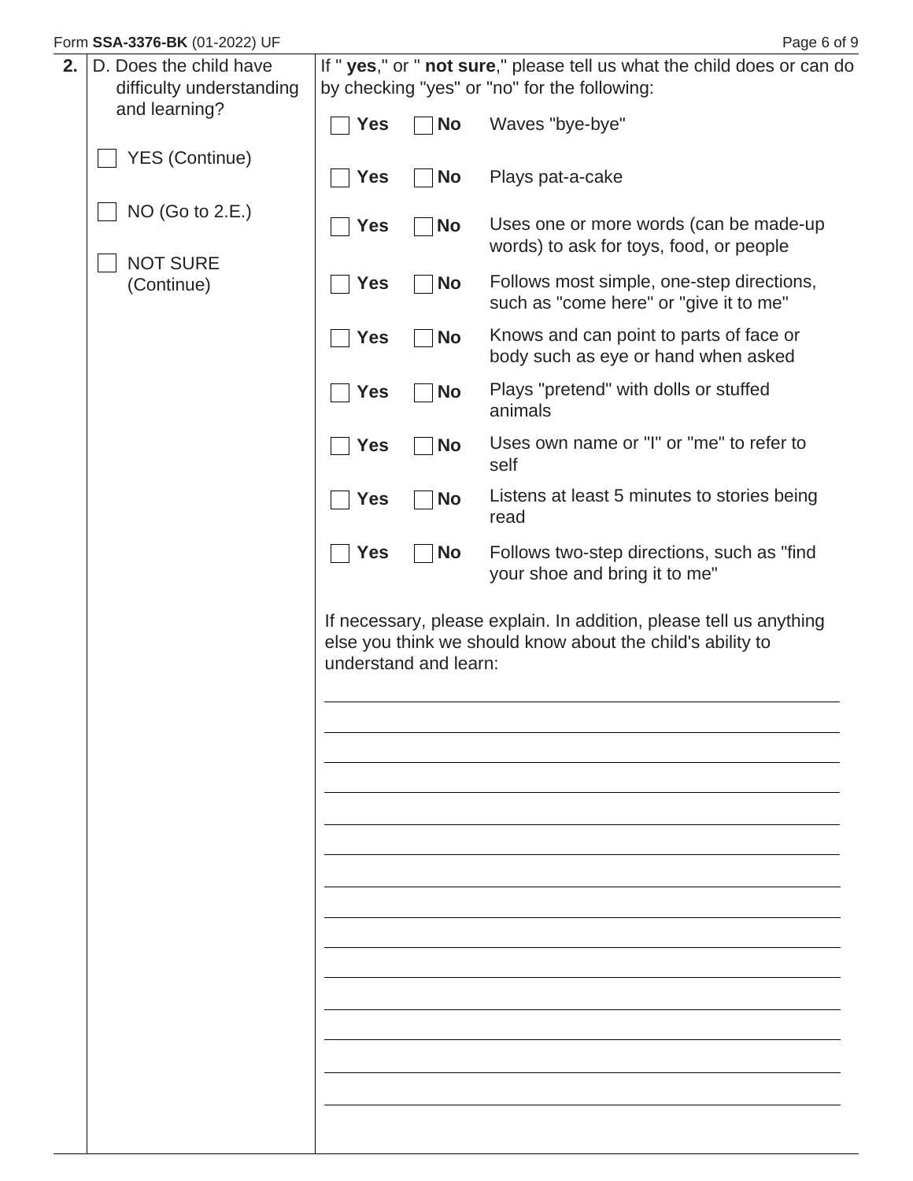**2.** D. Does the child have difficulty understanding and learning?

- [ ] YES (Continue)
- [ ] NO (Go to 2.E.)
- [ ] NOT SURE (Continue)

If " **yes**," or " **not sure**," please tell us what the child does or can do by checking "yes" or "no" for the following:

| Yes | No | |
|---|---|---|
| ☐ **Yes** | ☐ **No** | Waves "bye-bye" |
| ☐ **Yes** | ☐ **No** | Plays pat-a-cake |
| ☐ **Yes** | ☐ **No** | Uses one or more words (can be made-up words) to ask for toys, food, or people |
| ☐ **Yes** | ☐ **No** | Follows most simple, one-step directions, such as "come here" or "give it to me" |
| ☐ **Yes** | ☐ **No** | Knows and can point to parts of face or body such as eye or hand when asked |
| ☐ **Yes** | ☐ **No** | Plays "pretend" with dolls or stuffed animals |
| ☐ **Yes** | ☐ **No** | Uses own name or "I" or "me" to refer to self |
| ☐ **Yes** | ☐ **No** | Listens at least 5 minutes to stories being read |
| ☐ **Yes** | ☐ **No** | Follows two-step directions, such as "find your shoe and bring it to me" |

If necessary, please explain. In addition, please tell us anything else you think we should know about the child's ability to understand and learn:

_______________________________________________

_______________________________________________

_______________________________________________

_______________________________________________

_______________________________________________

_______________________________________________

_______________________________________________

_______________________________________________

_______________________________________________

_______________________________________________

_______________________________________________

_______________________________________________

_______________________________________________

_______________________________________________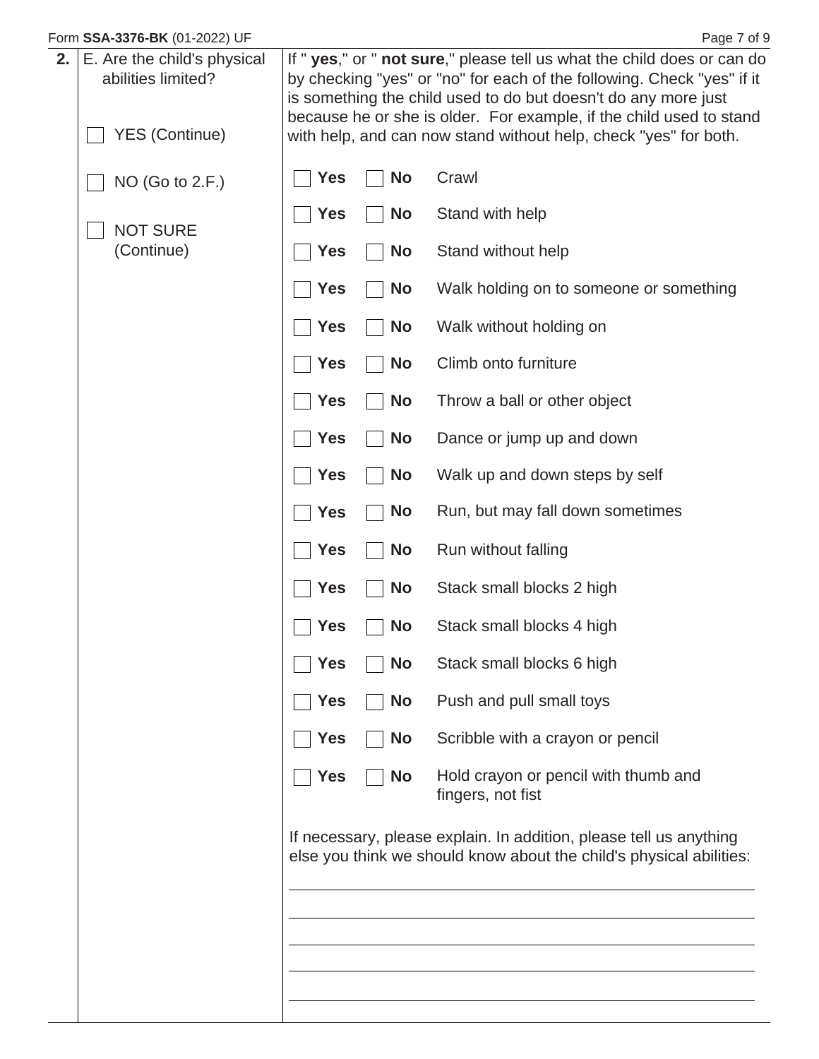**2.** E. Are the child's physical abilities limited?

- ☐ YES (Continue)
- ☐ NO (Go to 2.F.)
- ☐ NOT SURE (Continue)

If " **yes**," or " **not sure**," please tell us what the child does or can do by checking "yes" or "no" for each of the following. Check "yes" if it is something the child used to do but doesn't do any more just because he or she is older. For example, if the child used to stand with help, and can now stand without help, check "yes" for both.

| Yes | No | Ability |
|---|---|---|
| ☐ Yes | ☐ No | Crawl |
| ☐ Yes | ☐ No | Stand with help |
| ☐ Yes | ☐ No | Stand without help |
| ☐ Yes | ☐ No | Walk holding on to someone or something |
| ☐ Yes | ☐ No | Walk without holding on |
| ☐ Yes | ☐ No | Climb onto furniture |
| ☐ Yes | ☐ No | Throw a ball or other object |
| ☐ Yes | ☐ No | Dance or jump up and down |
| ☐ Yes | ☐ No | Walk up and down steps by self |
| ☐ Yes | ☐ No | Run, but may fall down sometimes |
| ☐ Yes | ☐ No | Run without falling |
| ☐ Yes | ☐ No | Stack small blocks 2 high |
| ☐ Yes | ☐ No | Stack small blocks 4 high |
| ☐ Yes | ☐ No | Stack small blocks 6 high |
| ☐ Yes | ☐ No | Push and pull small toys |
| ☐ Yes | ☐ No | Scribble with a crayon or pencil |
| ☐ Yes | ☐ No | Hold crayon or pencil with thumb and fingers, not fist |

If necessary, please explain. In addition, please tell us anything else you think we should know about the child's physical abilities:

______________________________________________

______________________________________________

______________________________________________

______________________________________________

______________________________________________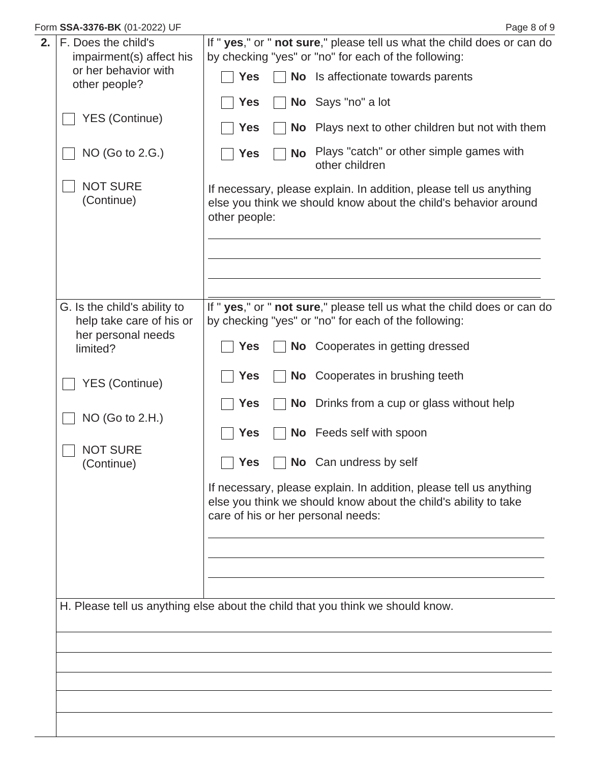Form **SSA-3376-BK** (01-2022) UF

**2.**

| | |
|---|---|
| F. Does the child's impairment(s) affect his or her behavior with other people?<br><br>☐ YES (Continue)<br><br>☐ NO (Go to 2.G.)<br><br>☐ NOT SURE (Continue) | If " **yes**," or " **not sure**," please tell us what the child does or can do by checking "yes" or "no" for each of the following:<br><br>☐ **Yes** ☐ **No** Is affectionate towards parents<br>☐ **Yes** ☐ **No** Says "no" a lot<br>☐ **Yes** ☐ **No** Plays next to other children but not with them<br>☐ **Yes** ☐ **No** Plays "catch" or other simple games with other children<br><br>If necessary, please explain. In addition, please tell us anything else you think we should know about the child's behavior around other people:<br><br>\_\_\_\_\_\_\_\_\_\_\_\_\_\_\_\_\_\_\_\_\_\_\_\_\_\_\_\_\_\_\_\_\_\_\_\_\_\_\_\_<br>\_\_\_\_\_\_\_\_\_\_\_\_\_\_\_\_\_\_\_\_\_\_\_\_\_\_\_\_\_\_\_\_\_\_\_\_\_\_\_\_<br>\_\_\_\_\_\_\_\_\_\_\_\_\_\_\_\_\_\_\_\_\_\_\_\_\_\_\_\_\_\_\_\_\_\_\_\_\_\_\_\_ |
| G. Is the child's ability to help take care of his or her personal needs limited?<br><br>☐ YES (Continue)<br><br>☐ NO (Go to 2.H.)<br><br>☐ NOT SURE (Continue) | If " **yes**," or " **not sure**," please tell us what the child does or can do by checking "yes" or "no" for each of the following:<br><br>☐ **Yes** ☐ **No** Cooperates in getting dressed<br>☐ **Yes** ☐ **No** Cooperates in brushing teeth<br>☐ **Yes** ☐ **No** Drinks from a cup or glass without help<br>☐ **Yes** ☐ **No** Feeds self with spoon<br>☐ **Yes** ☐ **No** Can undress by self<br><br>If necessary, please explain. In addition, please tell us anything else you think we should know about the child's ability to take care of his or her personal needs:<br><br>\_\_\_\_\_\_\_\_\_\_\_\_\_\_\_\_\_\_\_\_\_\_\_\_\_\_\_\_\_\_\_\_\_\_\_\_\_\_\_\_<br>\_\_\_\_\_\_\_\_\_\_\_\_\_\_\_\_\_\_\_\_\_\_\_\_\_\_\_\_\_\_\_\_\_\_\_\_\_\_\_\_<br>\_\_\_\_\_\_\_\_\_\_\_\_\_\_\_\_\_\_\_\_\_\_\_\_\_\_\_\_\_\_\_\_\_\_\_\_\_\_\_\_ |

H. Please tell us anything else about the child that you think we should know.

\_\_\_\_\_\_\_\_\_\_\_\_\_\_\_\_\_\_\_\_\_\_\_\_\_\_\_\_\_\_\_\_\_\_\_\_\_\_\_\_\_\_\_\_\_\_\_\_\_\_\_\_\_\_\_\_

\_\_\_\_\_\_\_\_\_\_\_\_\_\_\_\_\_\_\_\_\_\_\_\_\_\_\_\_\_\_\_\_\_\_\_\_\_\_\_\_\_\_\_\_\_\_\_\_\_\_\_\_\_\_\_\_

\_\_\_\_\_\_\_\_\_\_\_\_\_\_\_\_\_\_\_\_\_\_\_\_\_\_\_\_\_\_\_\_\_\_\_\_\_\_\_\_\_\_\_\_\_\_\_\_\_\_\_\_\_\_\_\_

\_\_\_\_\_\_\_\_\_\_\_\_\_\_\_\_\_\_\_\_\_\_\_\_\_\_\_\_\_\_\_\_\_\_\_\_\_\_\_\_\_\_\_\_\_\_\_\_\_\_\_\_\_\_\_\_

\_\_\_\_\_\_\_\_\_\_\_\_\_\_\_\_\_\_\_\_\_\_\_\_\_\_\_\_\_\_\_\_\_\_\_\_\_\_\_\_\_\_\_\_\_\_\_\_\_\_\_\_\_\_\_\_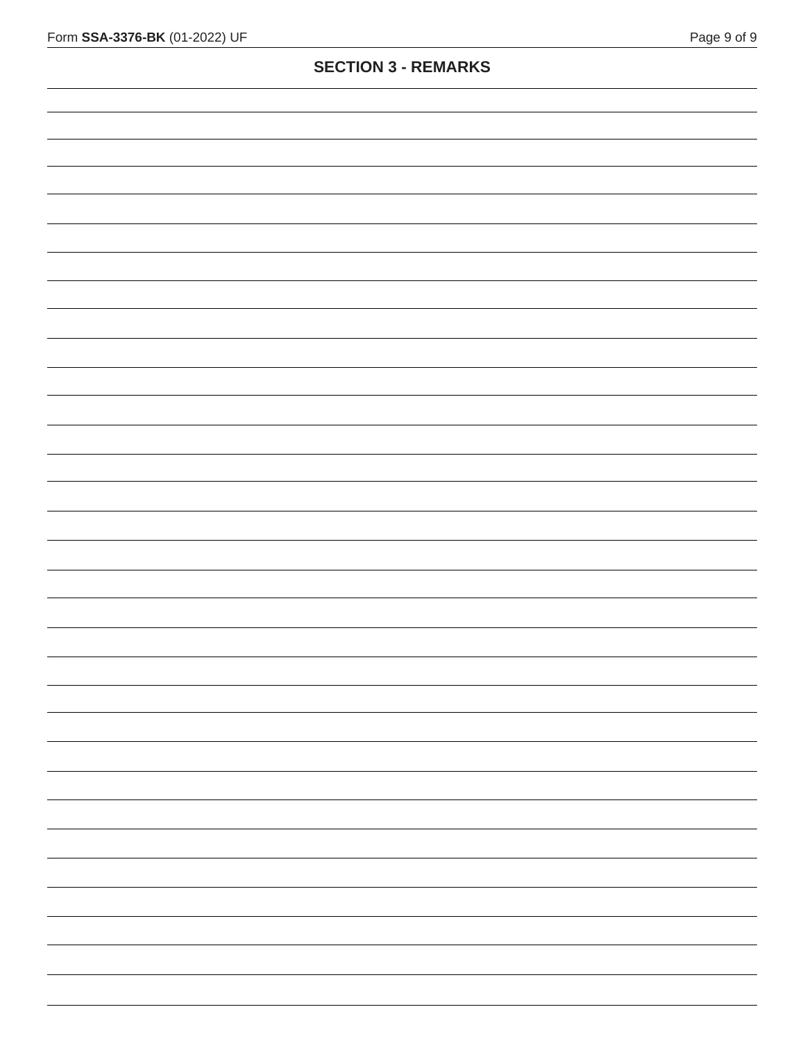## SECTION 3 - REMARKS